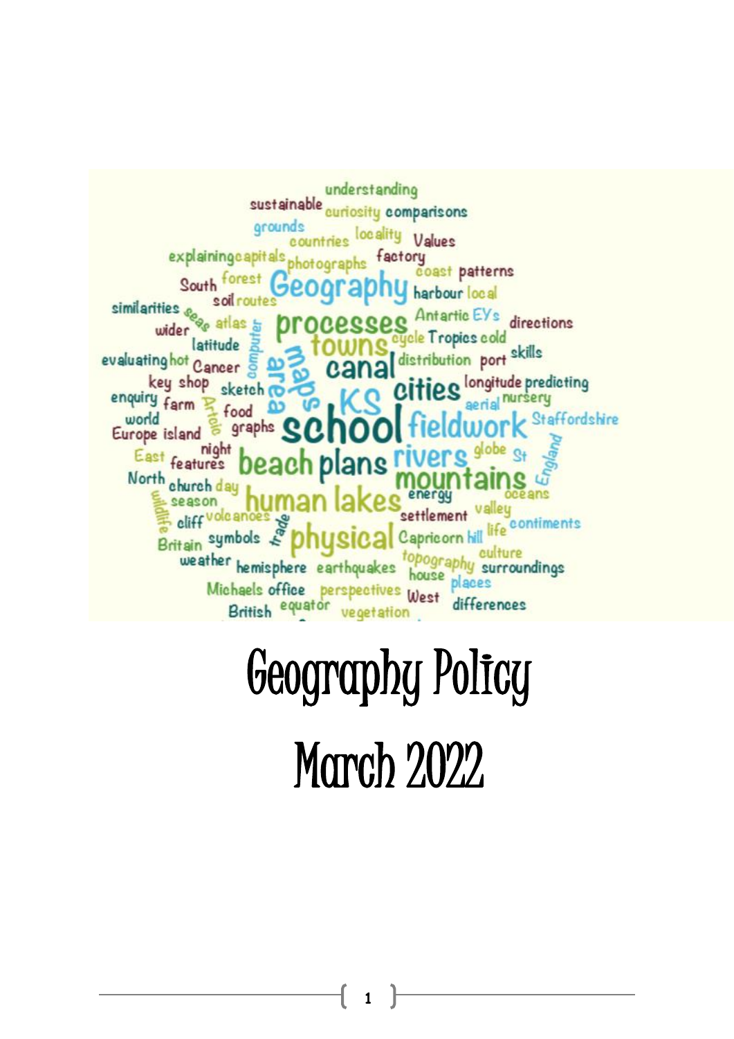# Geography Policy

# March 2022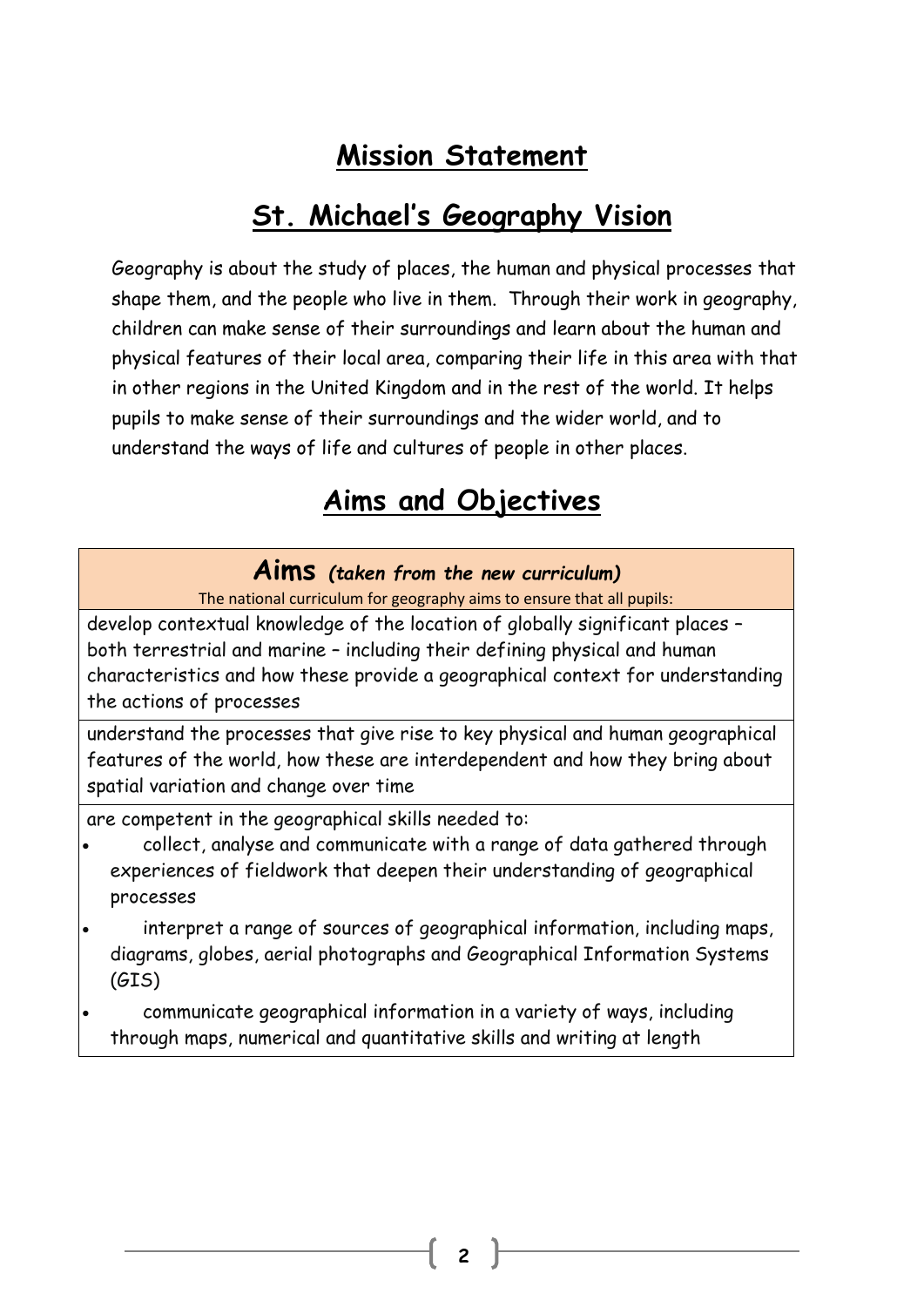# Mission Statement

## St. Michael's Geography Vision

Geography is about the study of places, the human and physical processes that shape them, and the people who live in them. Through their work in geography, children can make sense of their surroundings and learn about the human and physical features of their local area, comparing their life in this area with that in other regions in the United Kingdom and in the rest of the world. It helps pupils to make sense of their surroundings and the wider world, and to understand the ways of life and cultures of people in other places.

## Aims and Objectives

| **Aims** ***(taken from the new curriculum)*** The national curriculum for geography aims to ensure that all pupils: |
|---|
| develop contextual knowledge of the location of globally significant places – both terrestrial and marine – including their defining physical and human characteristics and how these provide a geographical context for understanding the actions of processes |
| understand the processes that give rise to key physical and human geographical features of the world, how these are interdependent and how they bring about spatial variation and change over time |
| are competent in the geographical skills needed to: <br>• collect, analyse and communicate with a range of data gathered through experiences of fieldwork that deepen their understanding of geographical processes <br>• interpret a range of sources of geographical information, including maps, diagrams, globes, aerial photographs and Geographical Information Systems (GIS) <br>• communicate geographical information in a variety of ways, including through maps, numerical and quantitative skills and writing at length |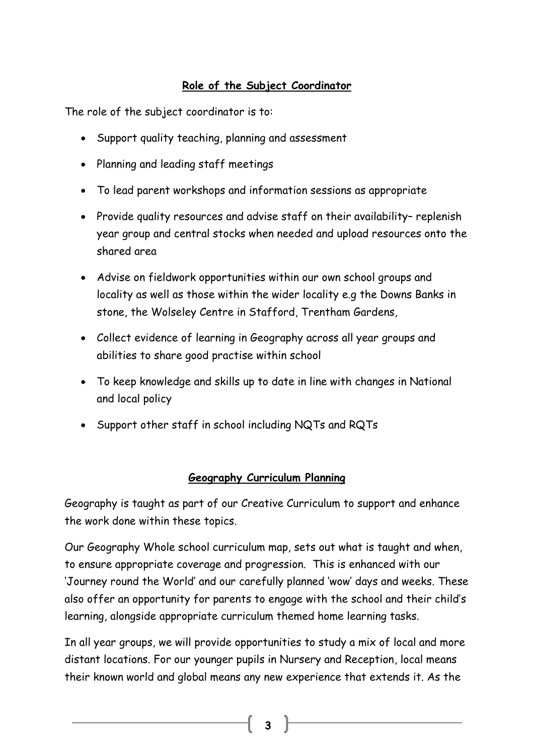## Role of the Subject Coordinator

The role of the subject coordinator is to:

- Support quality teaching, planning and assessment
- Planning and leading staff meetings
- To lead parent workshops and information sessions as appropriate
- Provide quality resources and advise staff on their availability– replenish year group and central stocks when needed and upload resources onto the shared area
- Advise on fieldwork opportunities within our own school groups and locality as well as those within the wider locality e.g the Downs Banks in stone, the Wolseley Centre in Stafford, Trentham Gardens,
- Collect evidence of learning in Geography across all year groups and abilities to share good practise within school
- To keep knowledge and skills up to date in line with changes in National and local policy
- Support other staff in school including NQTs and RQTs

## Geography Curriculum Planning

Geography is taught as part of our Creative Curriculum to support and enhance the work done within these topics.

Our Geography Whole school curriculum map, sets out what is taught and when, to ensure appropriate coverage and progression. This is enhanced with our 'Journey round the World' and our carefully planned 'wow' days and weeks. These also offer an opportunity for parents to engage with the school and their child's learning, alongside appropriate curriculum themed home learning tasks.

In all year groups, we will provide opportunities to study a mix of local and more distant locations. For our younger pupils in Nursery and Reception, local means their known world and global means any new experience that extends it. As the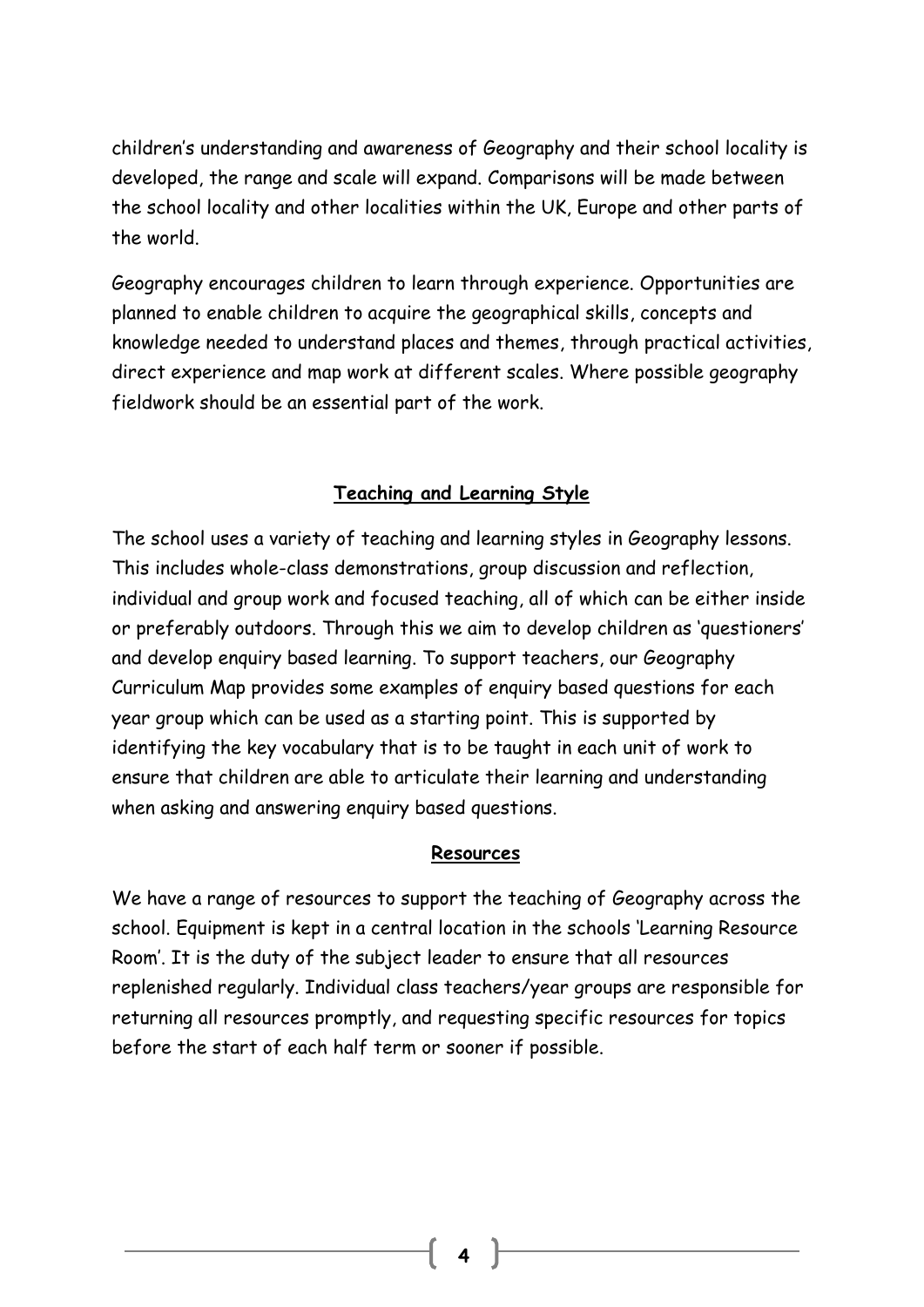children's understanding and awareness of Geography and their school locality is developed, the range and scale will expand. Comparisons will be made between the school locality and other localities within the UK, Europe and other parts of the world.

Geography encourages children to learn through experience. Opportunities are planned to enable children to acquire the geographical skills, concepts and knowledge needed to understand places and themes, through practical activities, direct experience and map work at different scales. Where possible geography fieldwork should be an essential part of the work.

## Teaching and Learning Style

The school uses a variety of teaching and learning styles in Geography lessons. This includes whole-class demonstrations, group discussion and reflection, individual and group work and focused teaching, all of which can be either inside or preferably outdoors. Through this we aim to develop children as 'questioners' and develop enquiry based learning. To support teachers, our Geography Curriculum Map provides some examples of enquiry based questions for each year group which can be used as a starting point. This is supported by identifying the key vocabulary that is to be taught in each unit of work to ensure that children are able to articulate their learning and understanding when asking and answering enquiry based questions.

## Resources

We have a range of resources to support the teaching of Geography across the school. Equipment is kept in a central location in the schools 'Learning Resource Room'. It is the duty of the subject leader to ensure that all resources replenished regularly. Individual class teachers/year groups are responsible for returning all resources promptly, and requesting specific resources for topics before the start of each half term or sooner if possible.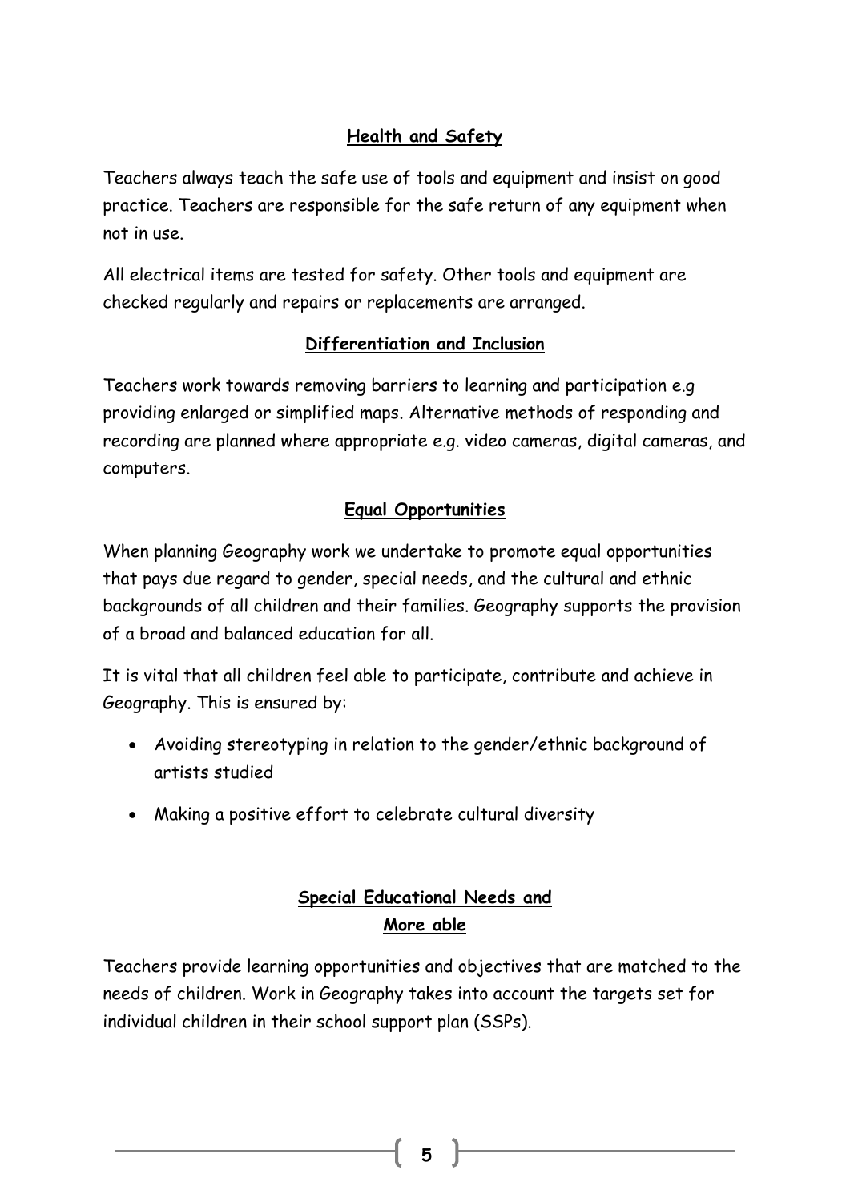## Health and Safety

Teachers always teach the safe use of tools and equipment and insist on good practice. Teachers are responsible for the safe return of any equipment when not in use.

All electrical items are tested for safety. Other tools and equipment are checked regularly and repairs or replacements are arranged.

## Differentiation and Inclusion

Teachers work towards removing barriers to learning and participation e.g providing enlarged or simplified maps. Alternative methods of responding and recording are planned where appropriate e.g. video cameras, digital cameras, and computers.

## Equal Opportunities

When planning Geography work we undertake to promote equal opportunities that pays due regard to gender, special needs, and the cultural and ethnic backgrounds of all children and their families. Geography supports the provision of a broad and balanced education for all.

It is vital that all children feel able to participate, contribute and achieve in Geography. This is ensured by:

- Avoiding stereotyping in relation to the gender/ethnic background of artists studied
- Making a positive effort to celebrate cultural diversity

## Special Educational Needs and More able

Teachers provide learning opportunities and objectives that are matched to the needs of children. Work in Geography takes into account the targets set for individual children in their school support plan (SSPs).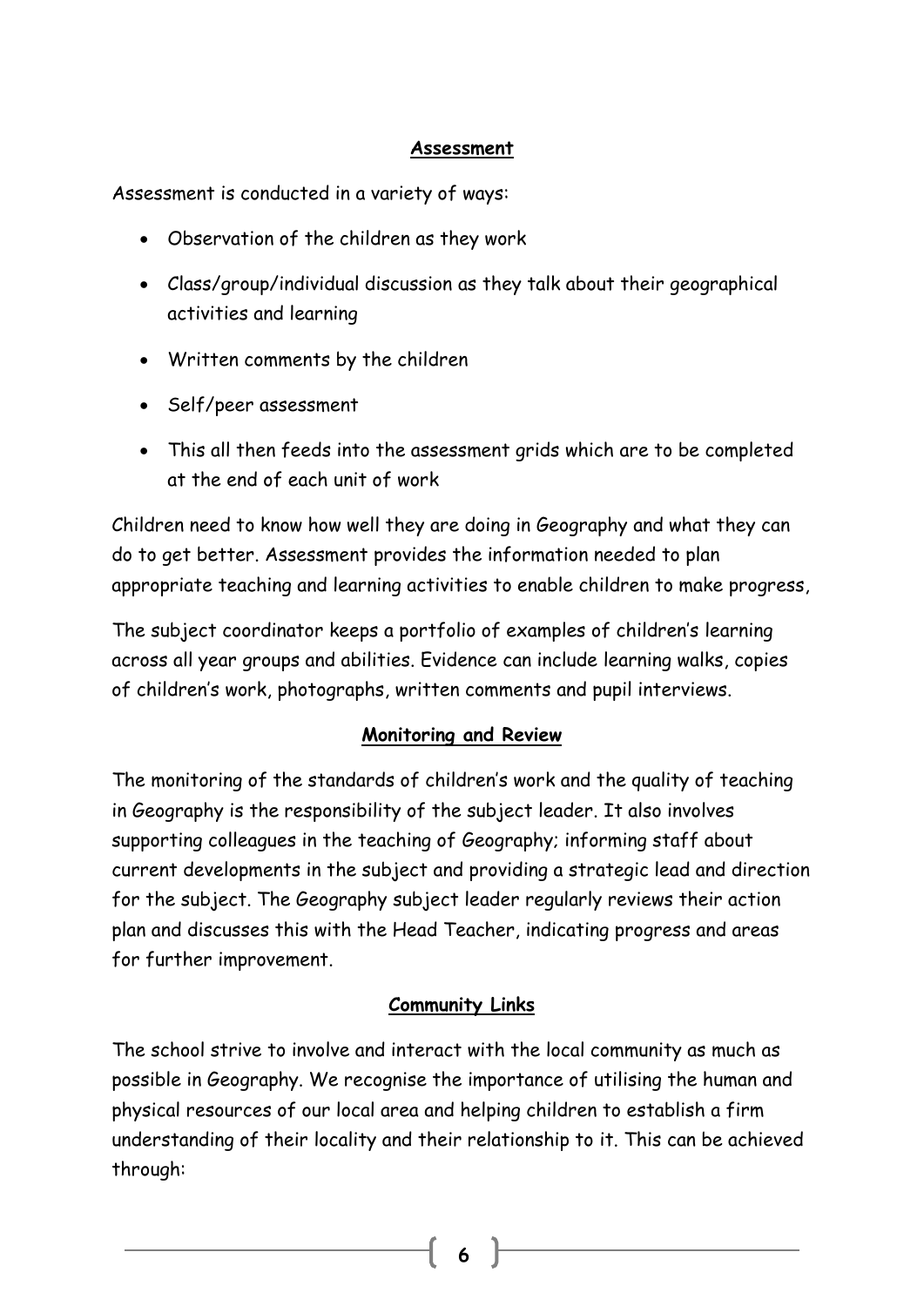## Assessment

Assessment is conducted in a variety of ways:

- Observation of the children as they work
- Class/group/individual discussion as they talk about their geographical activities and learning
- Written comments by the children
- Self/peer assessment
- This all then feeds into the assessment grids which are to be completed at the end of each unit of work

Children need to know how well they are doing in Geography and what they can do to get better. Assessment provides the information needed to plan appropriate teaching and learning activities to enable children to make progress,

The subject coordinator keeps a portfolio of examples of children's learning across all year groups and abilities. Evidence can include learning walks, copies of children's work, photographs, written comments and pupil interviews.

## Monitoring and Review

The monitoring of the standards of children's work and the quality of teaching in Geography is the responsibility of the subject leader. It also involves supporting colleagues in the teaching of Geography; informing staff about current developments in the subject and providing a strategic lead and direction for the subject. The Geography subject leader regularly reviews their action plan and discusses this with the Head Teacher, indicating progress and areas for further improvement.

## Community Links

The school strive to involve and interact with the local community as much as possible in Geography. We recognise the importance of utilising the human and physical resources of our local area and helping children to establish a firm understanding of their locality and their relationship to it. This can be achieved through: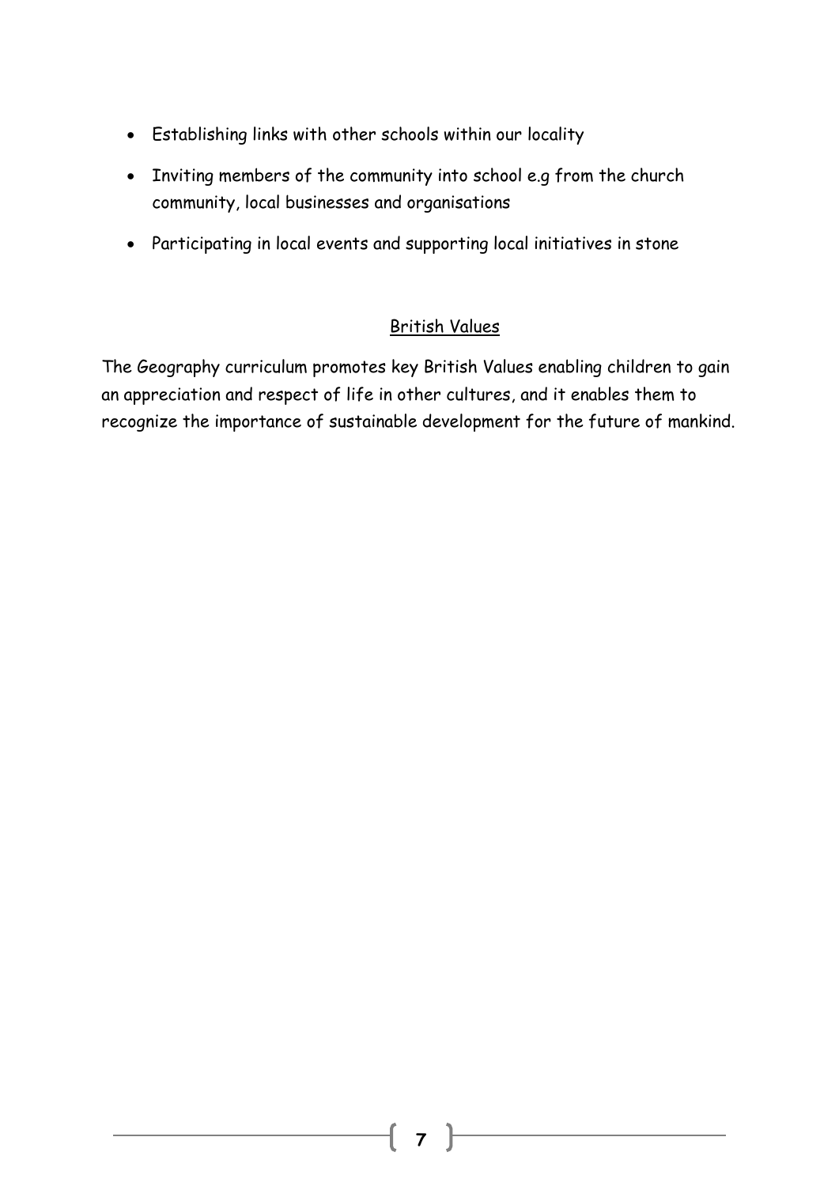- Establishing links with other schools within our locality
- Inviting members of the community into school e.g from the church community, local businesses and organisations
- Participating in local events and supporting local initiatives in stone

## British Values

The Geography curriculum promotes key British Values enabling children to gain an appreciation and respect of life in other cultures, and it enables them to recognize the importance of sustainable development for the future of mankind.